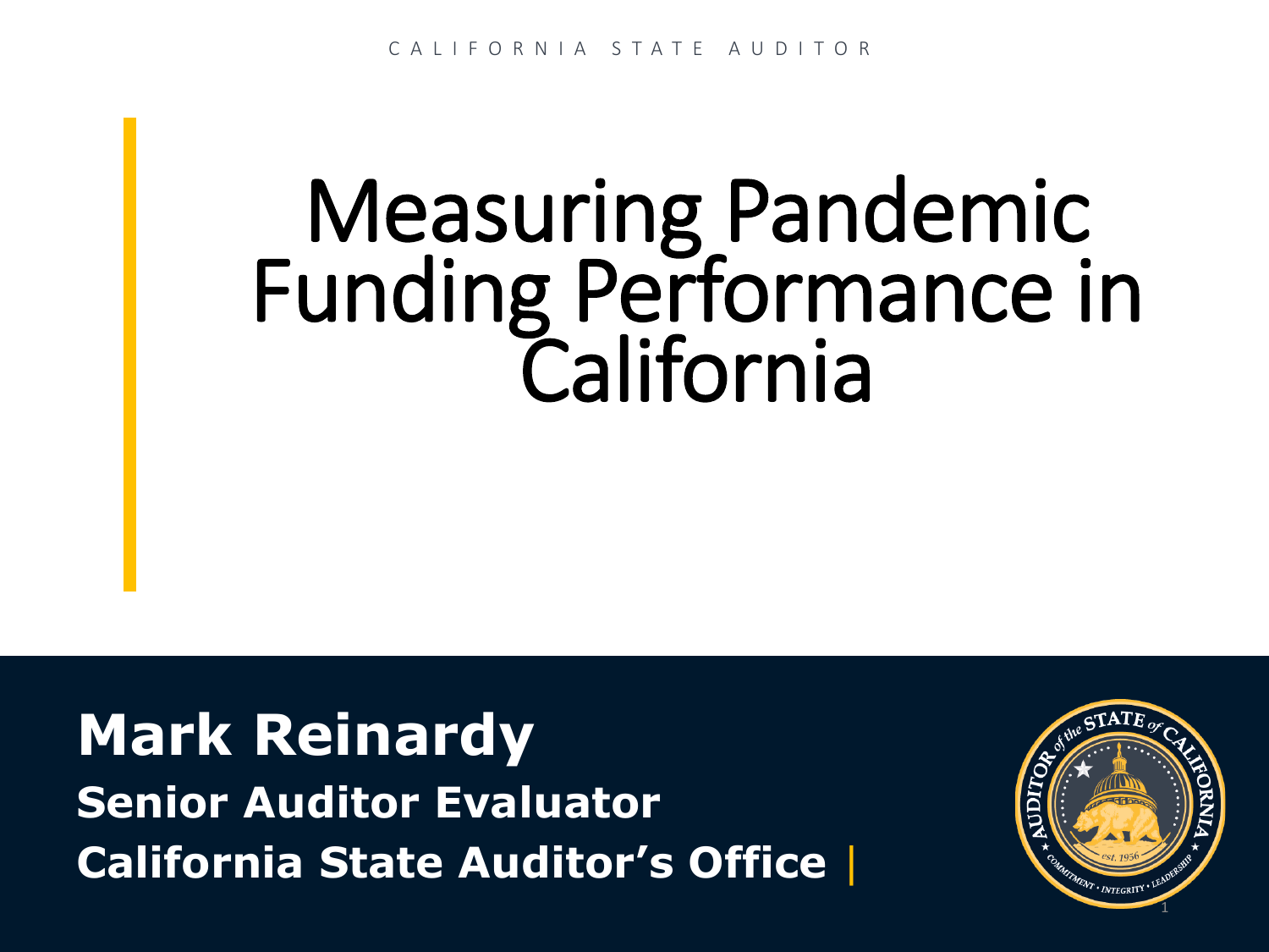CALIFORNIA STATE AUDITOR

# Measuring Pandemic Funding Performance in California

**Mark Reinardy**

**Senior Auditor Evaluator**

**California State Auditor's Office**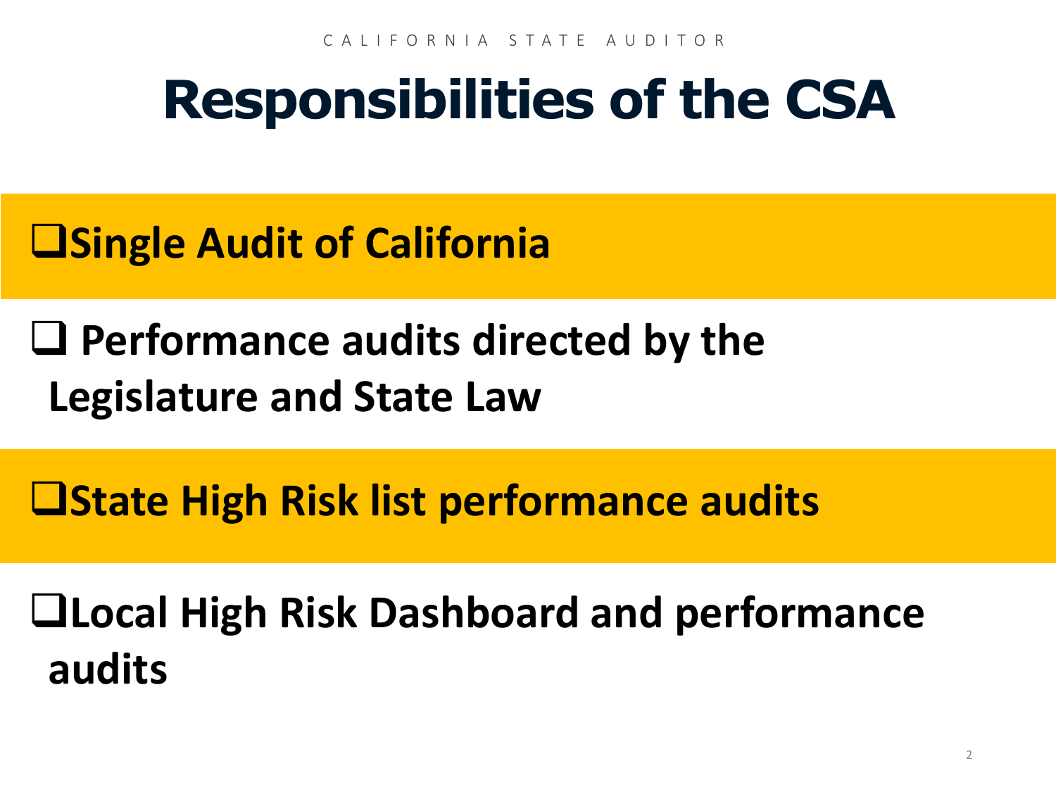# Responsibilities of the CSA

- Single Audit of California
- Performance audits directed by the Legislature and State Law
- State High Risk list performance audits
- Local High Risk Dashboard and performance audits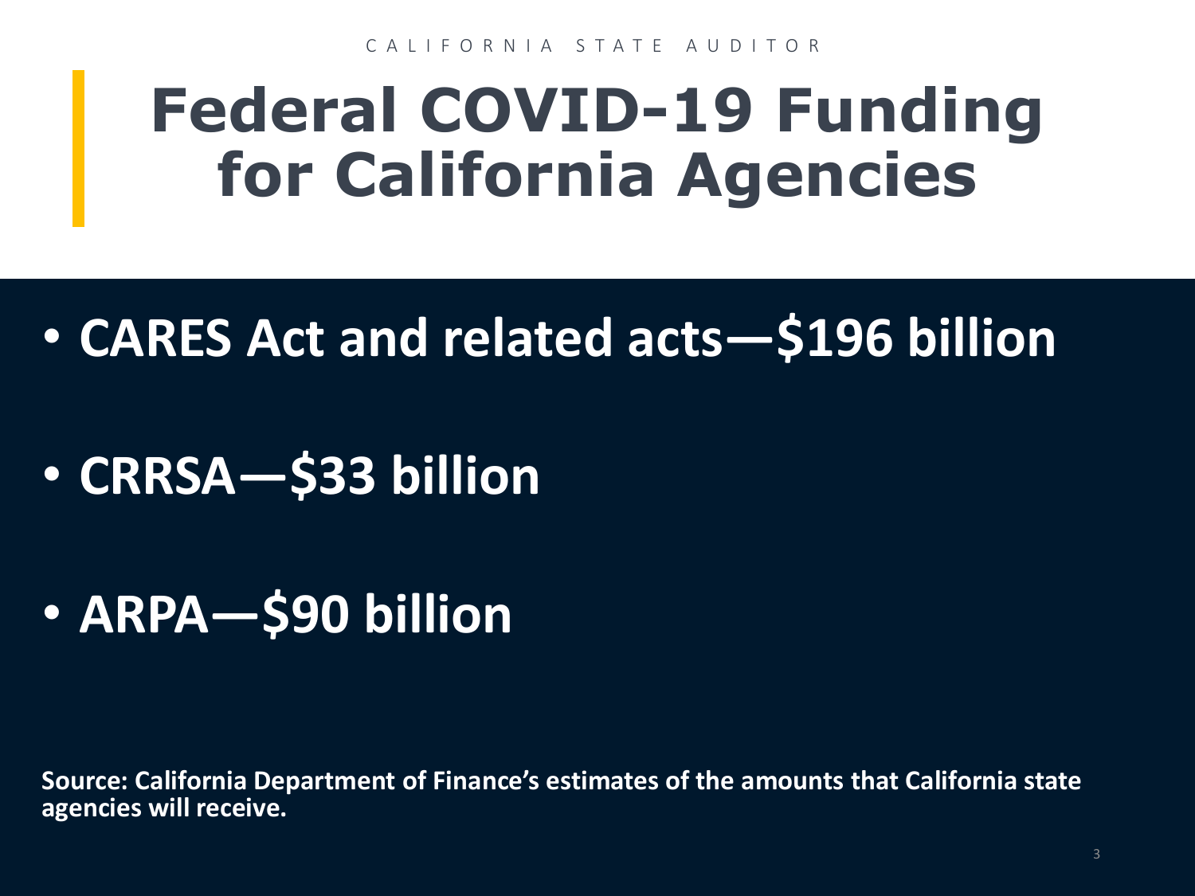# Federal COVID-19 Funding for California Agencies

- **CARES Act and related acts—$196 billion**
- **CRRSA—$33 billion**
- **ARPA—$90 billion**

**Source: California Department of Finance's estimates of the amounts that California state agencies will receive.**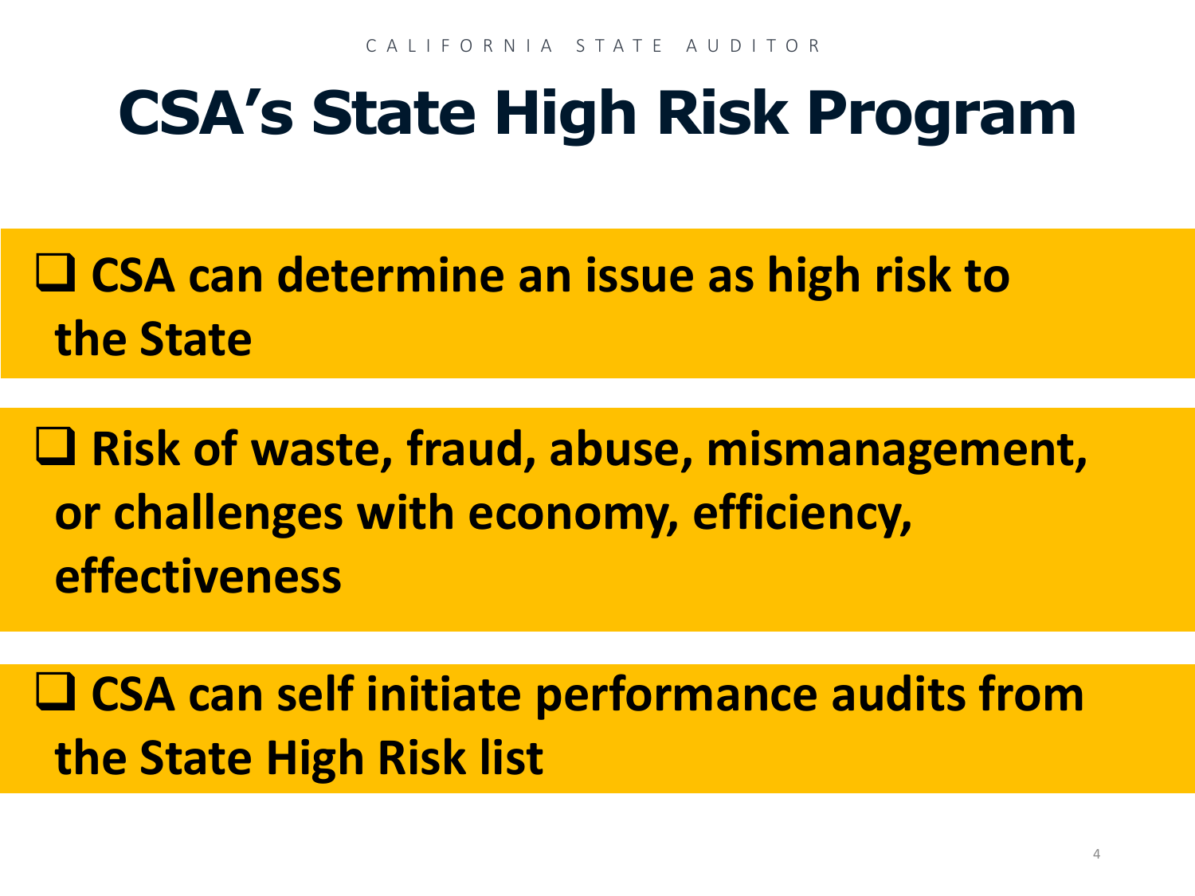# CSA's State High Risk Program

- CSA can determine an issue as high risk to the State
- Risk of waste, fraud, abuse, mismanagement, or challenges with economy, efficiency, effectiveness
- CSA can self initiate performance audits from the State High Risk list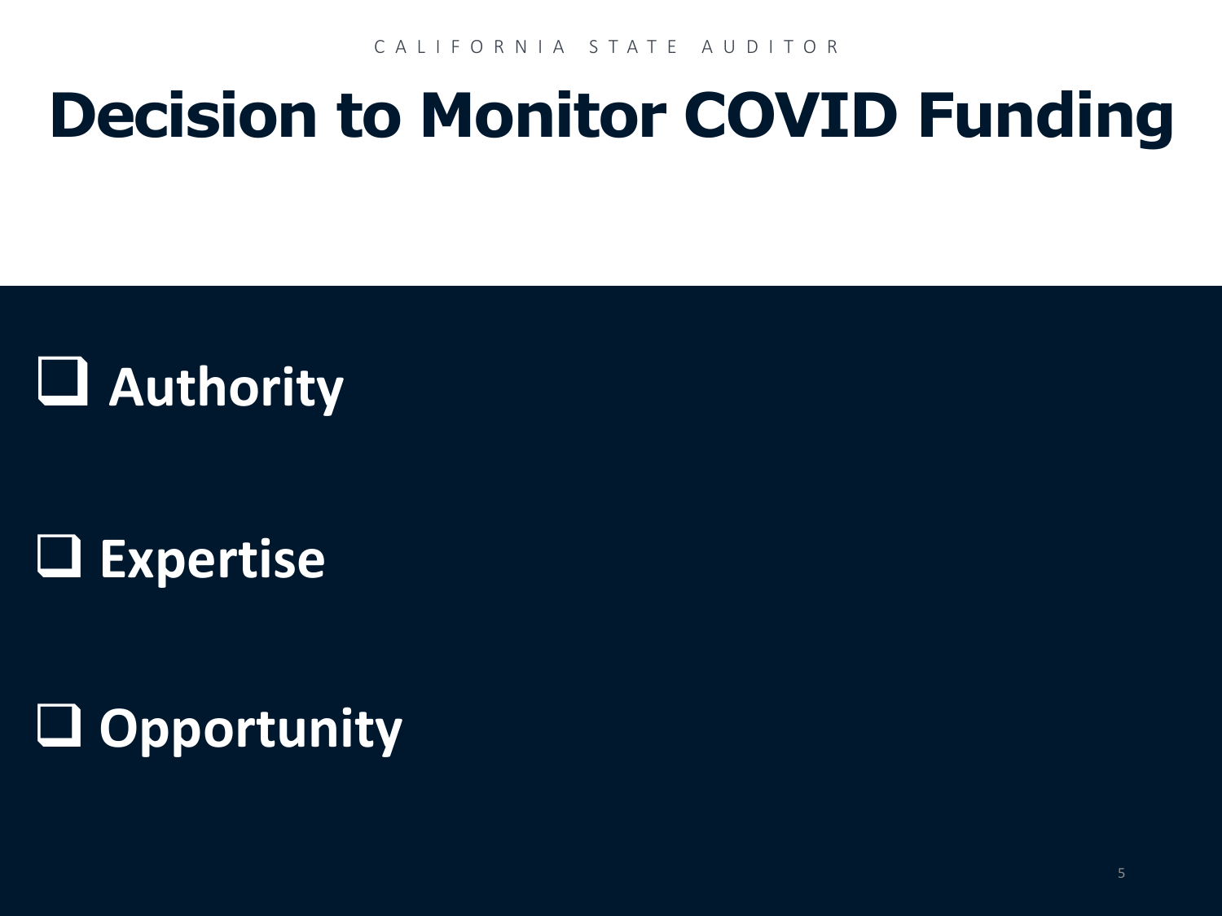# Decision to Monitor COVID Funding

- [ ] Authority
- [ ] Expertise
- [ ] Opportunity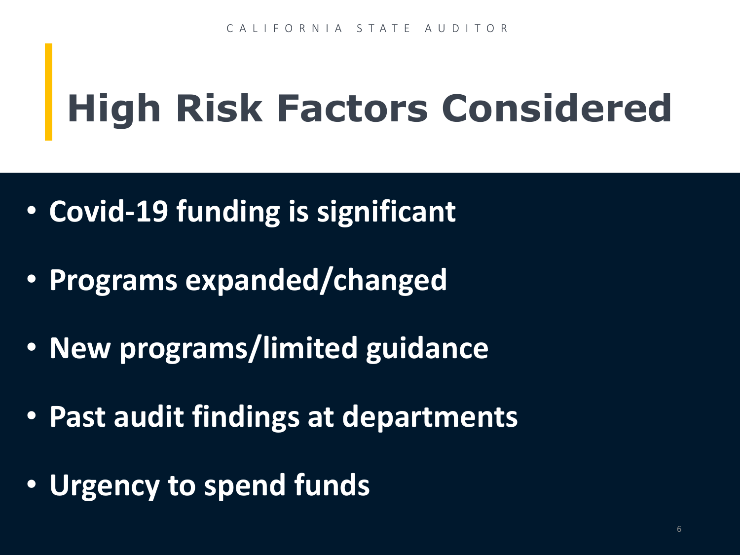# High Risk Factors Considered

- **Covid-19 funding is significant**
- **Programs expanded/changed**
- **New programs/limited guidance**
- **Past audit findings at departments**
- **Urgency to spend funds**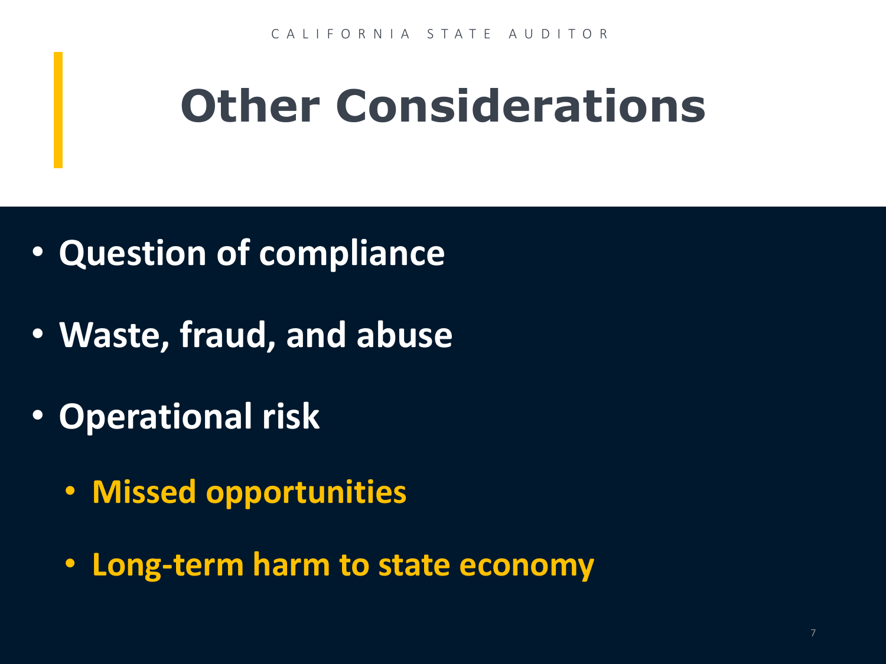# Other Considerations

- Question of compliance
- Waste, fraud, and abuse
- Operational risk
  - Missed opportunities
  - Long-term harm to state economy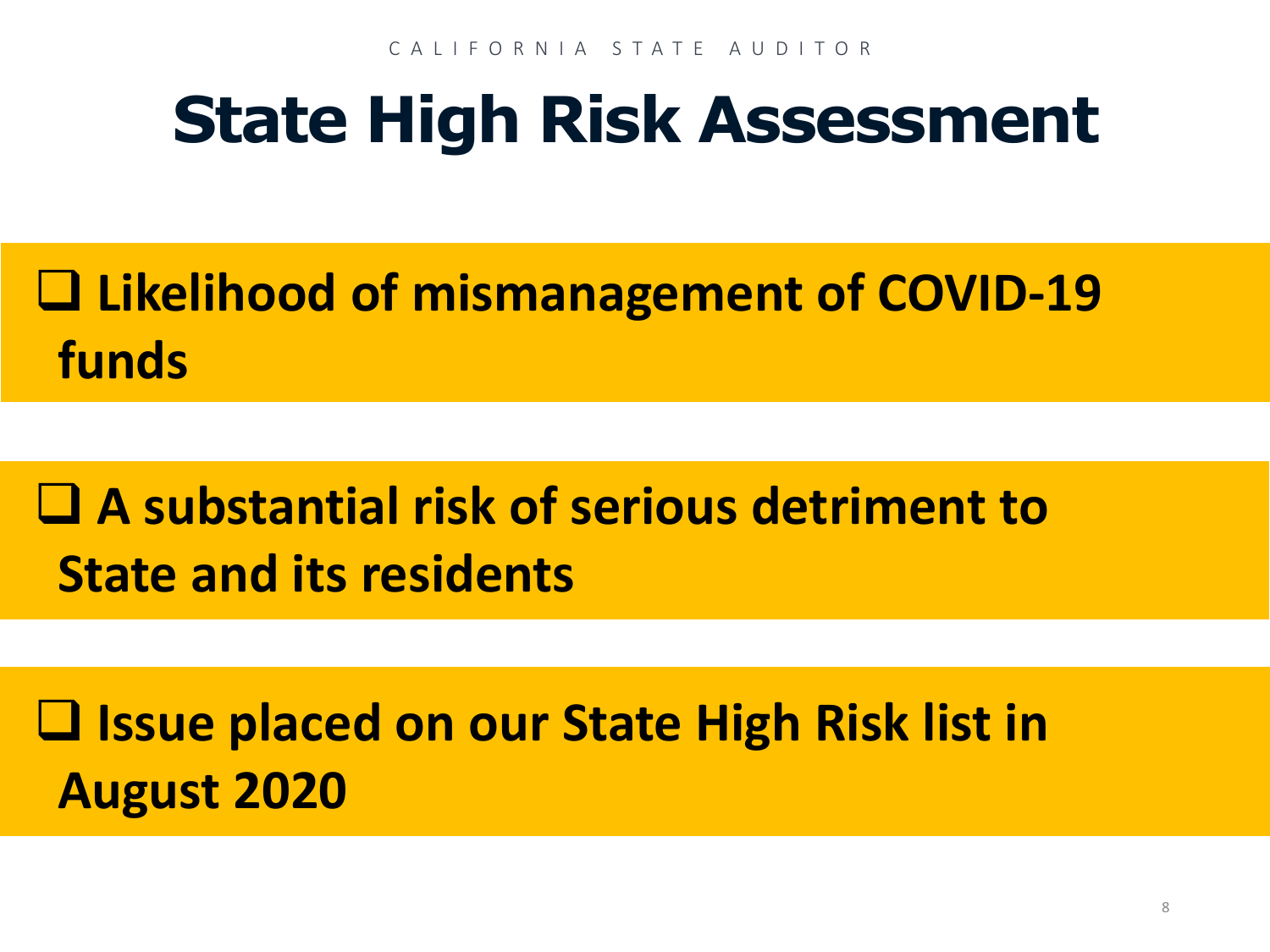# State High Risk Assessment

- Likelihood of mismanagement of COVID-19 funds
- A substantial risk of serious detriment to State and its residents
- Issue placed on our State High Risk list in August 2020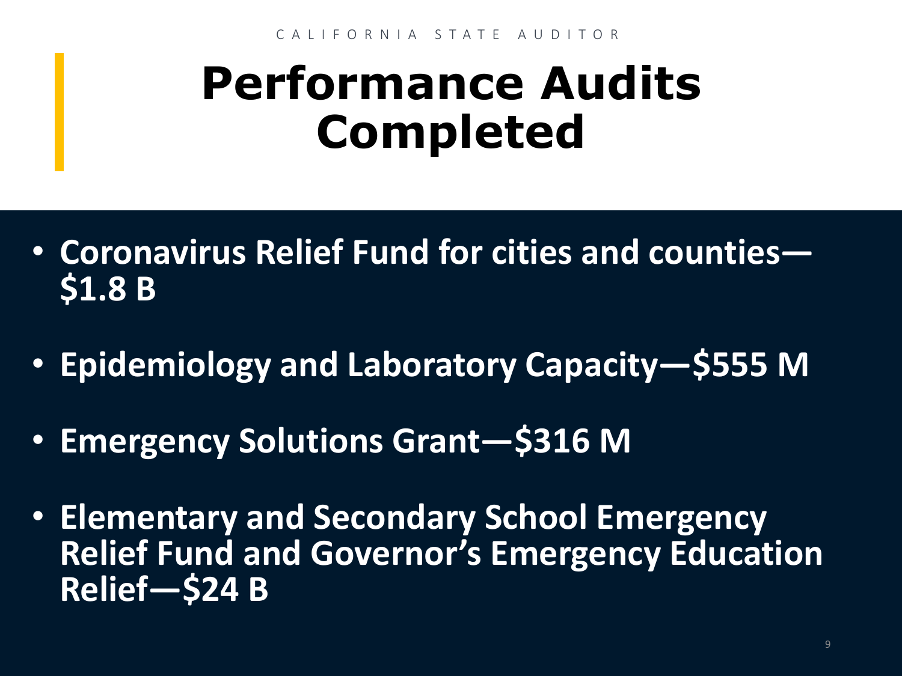# Performance Audits Completed

- **Coronavirus Relief Fund for cities and counties—$1.8 B**
- **Epidemiology and Laboratory Capacity—$555 M**
- **Emergency Solutions Grant—$316 M**
- **Elementary and Secondary School Emergency Relief Fund and Governor's Emergency Education Relief—$24 B**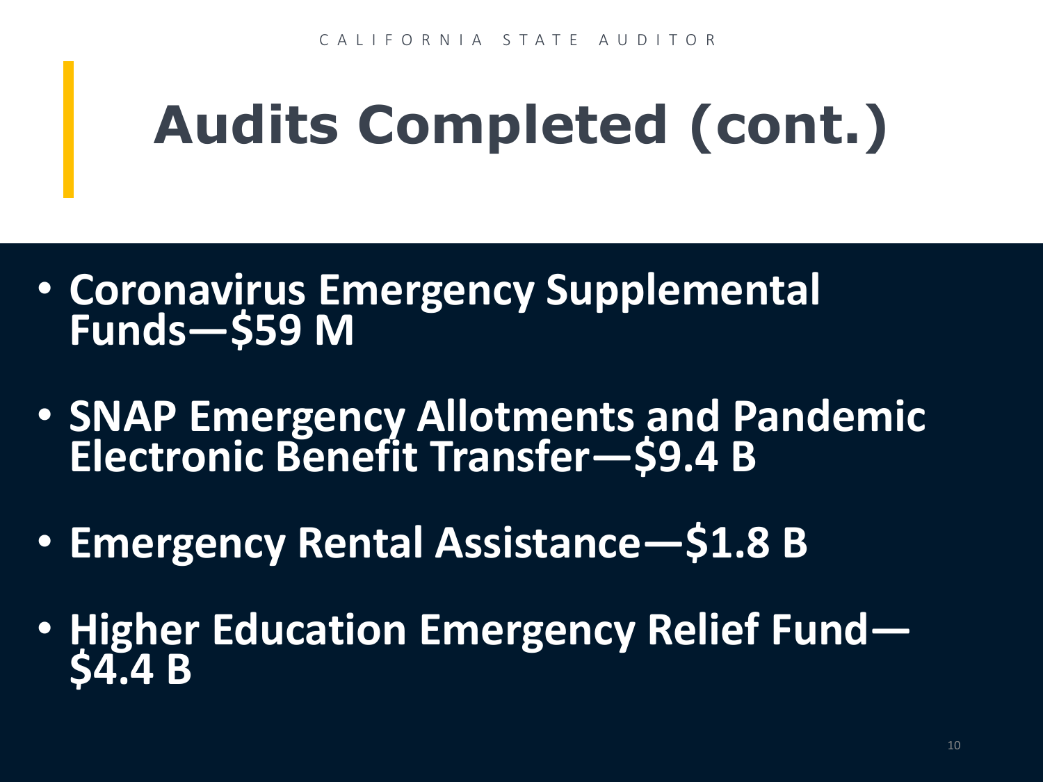# Audits Completed (cont.)

- **Coronavirus Emergency Supplemental Funds—$59 M**
- **SNAP Emergency Allotments and Pandemic Electronic Benefit Transfer—$9.4 B**
- **Emergency Rental Assistance—$1.8 B**
- **Higher Education Emergency Relief Fund—$4.4 B**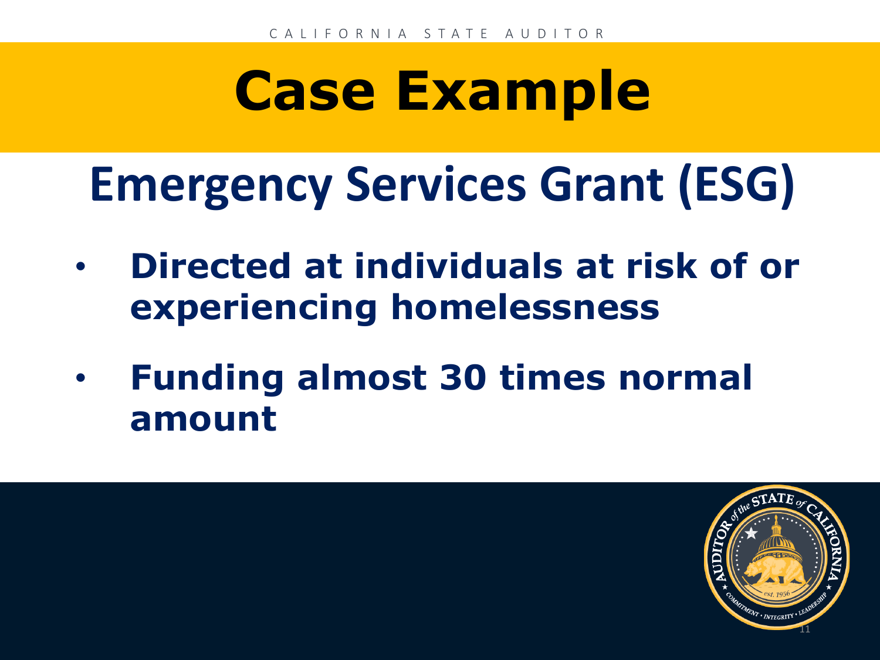# Case Example

## Emergency Services Grant (ESG)

- **Directed at individuals at risk of or experiencing homelessness**
- **Funding almost 30 times normal amount**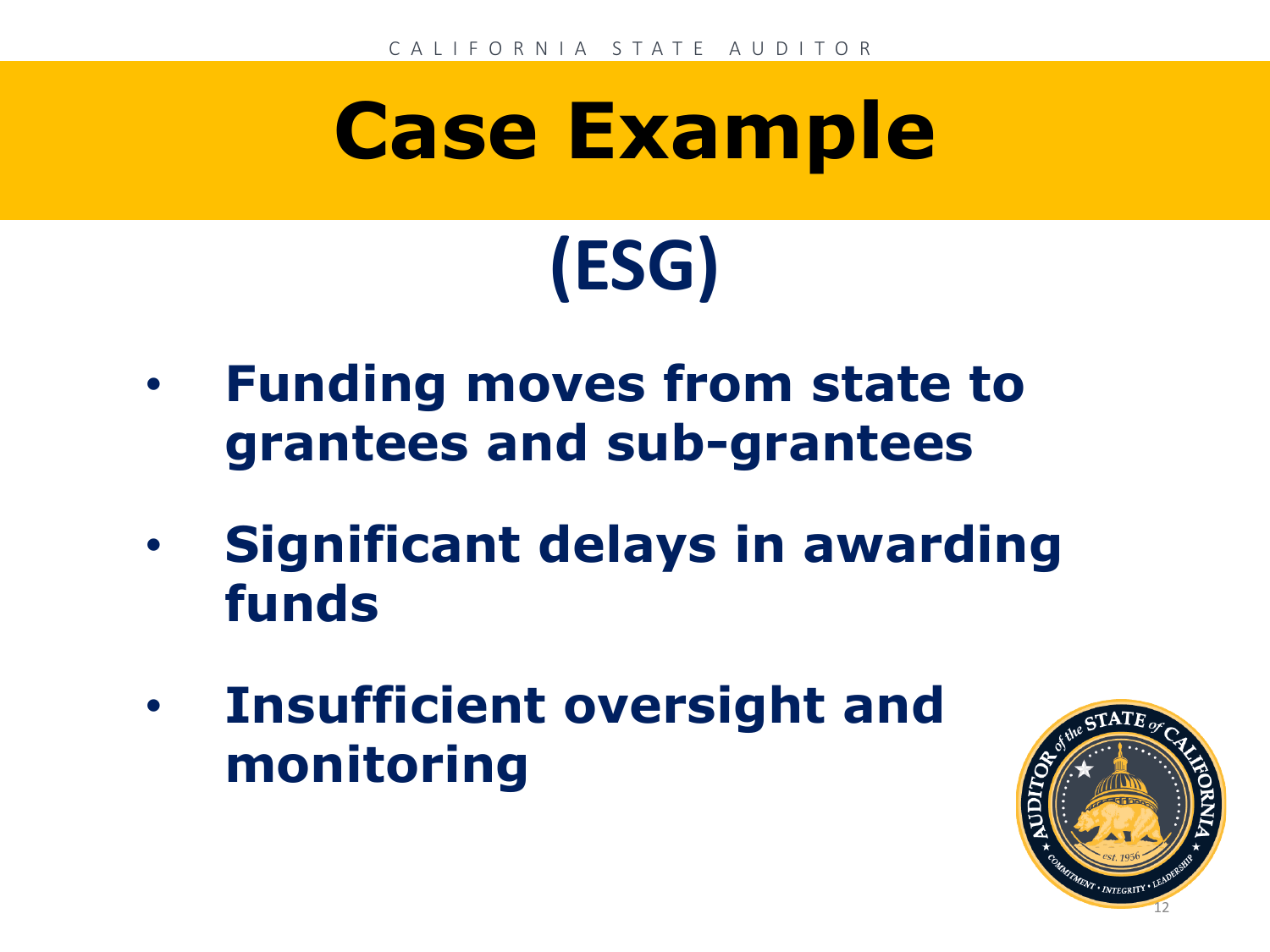# Case Example

## (ESG)

- **Funding moves from state to grantees and sub-grantees**
- **Significant delays in awarding funds**
- **Insufficient oversight and monitoring**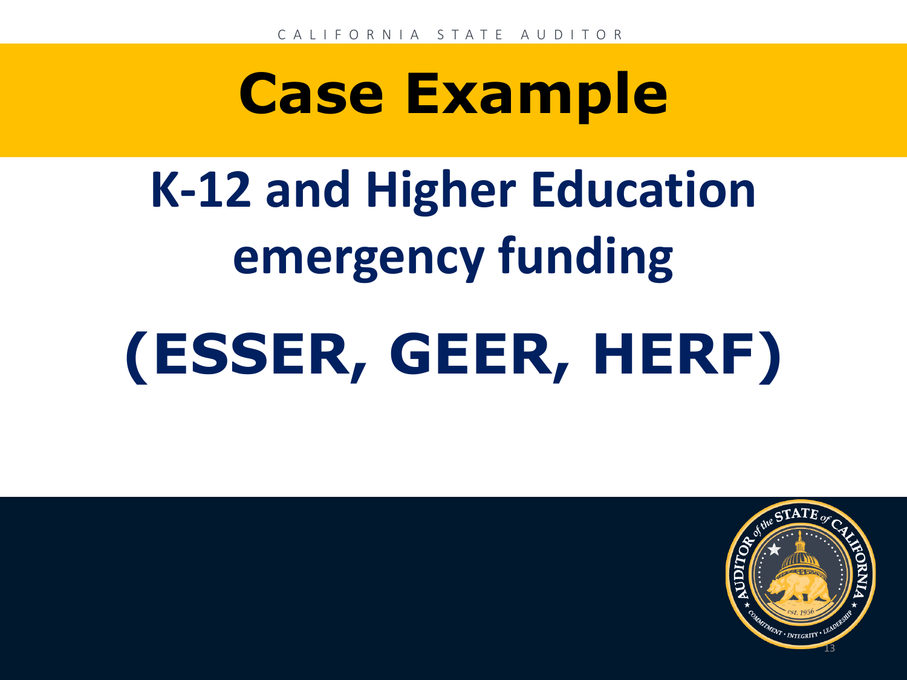# Case Example

## K-12 and Higher Education emergency funding

## (ESSER, GEER, HERF)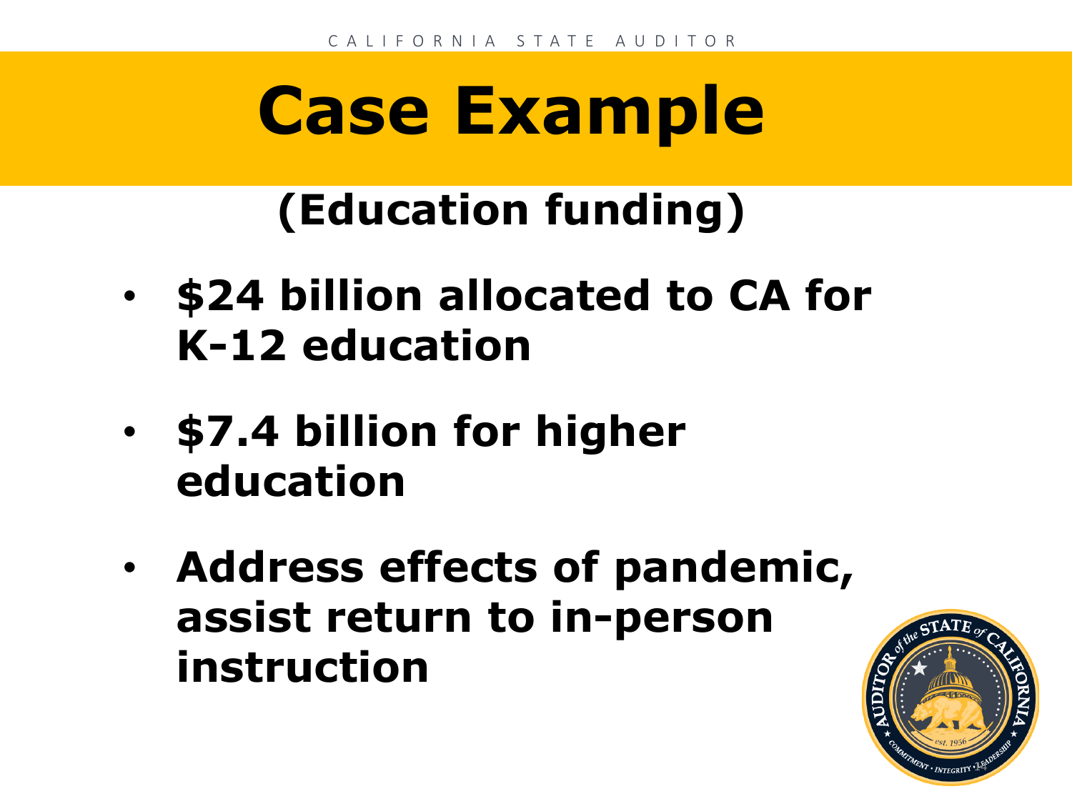# Case Example

## (Education funding)

- **$24 billion allocated to CA for K-12 education**
- **$7.4 billion for higher education**
- **Address effects of pandemic, assist return to in-person instruction**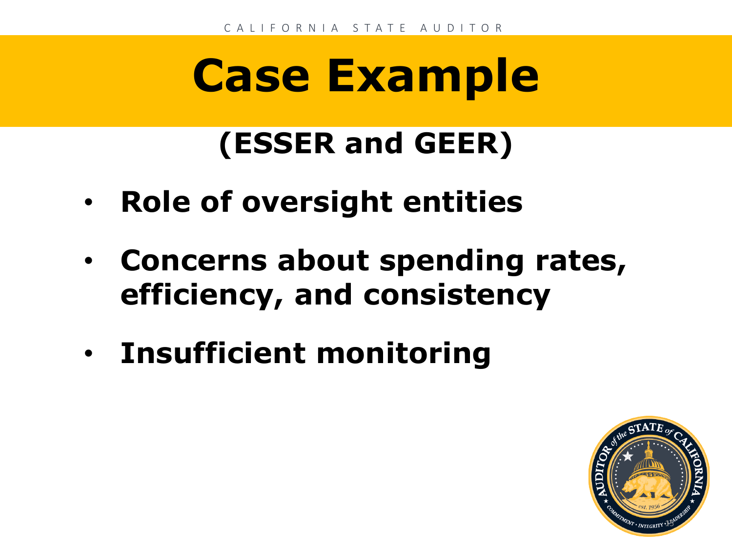# Case Example

## (ESSER and GEER)

- **Role of oversight entities**
- **Concerns about spending rates, efficiency, and consistency**
- **Insufficient monitoring**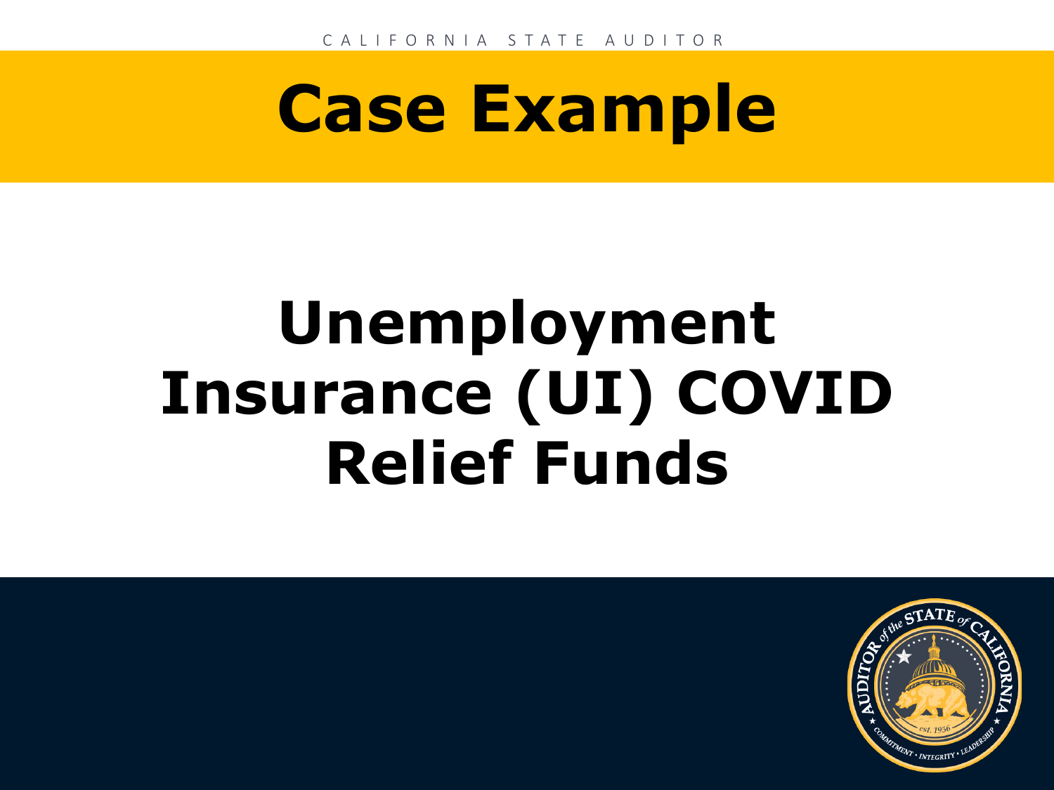# Case Example

## Unemployment Insurance (UI) COVID Relief Funds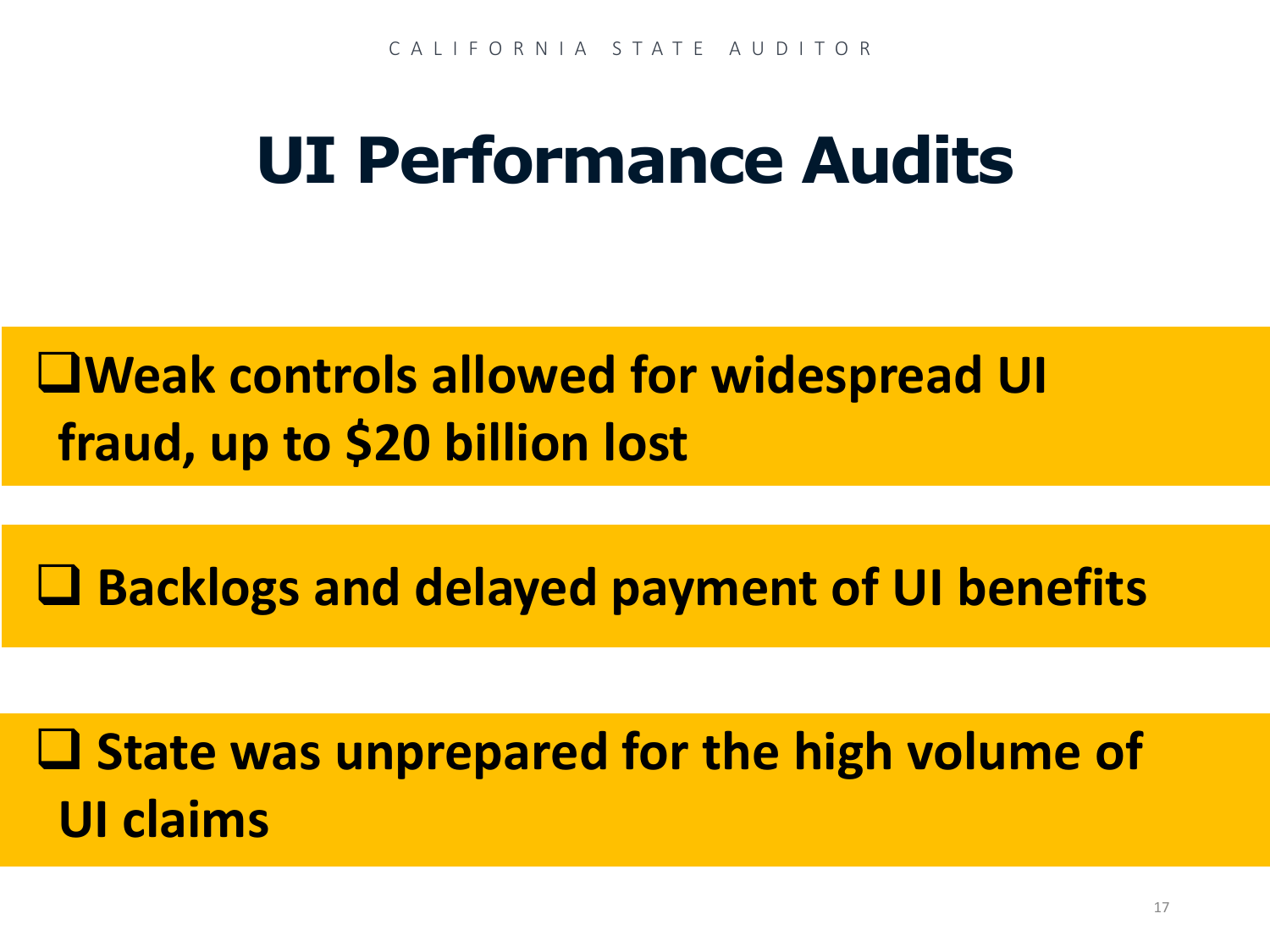# UI Performance Audits

- ❑ **Weak controls allowed for widespread UI fraud, up to $20 billion lost**
- ❑ **Backlogs and delayed payment of UI benefits**
- ❑ **State was unprepared for the high volume of UI claims**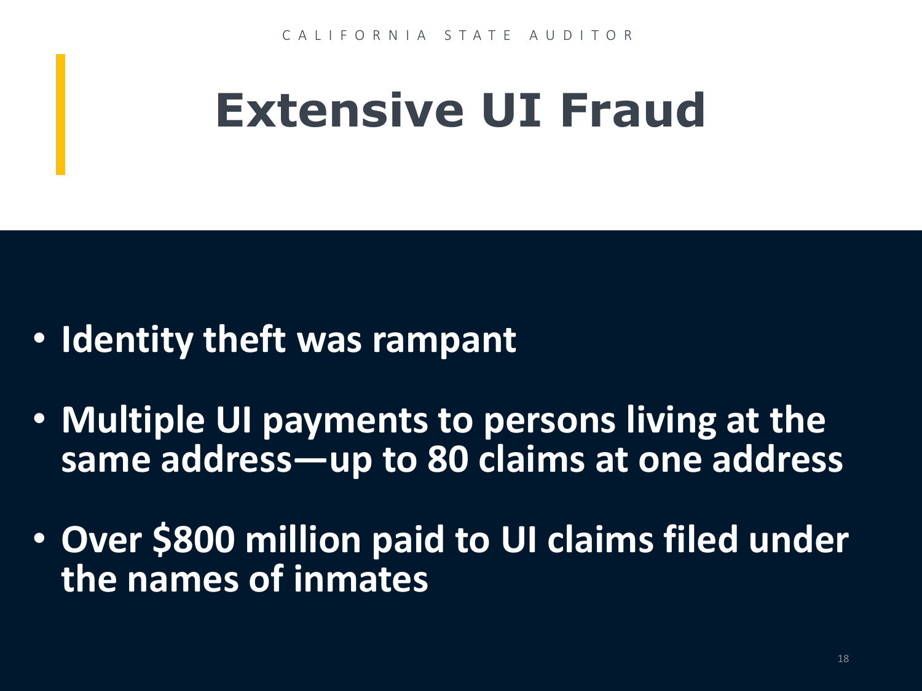# Extensive UI Fraud

- **Identity theft was rampant**
- **Multiple UI payments to persons living at the same address—up to 80 claims at one address**
- **Over $800 million paid to UI claims filed under the names of inmates**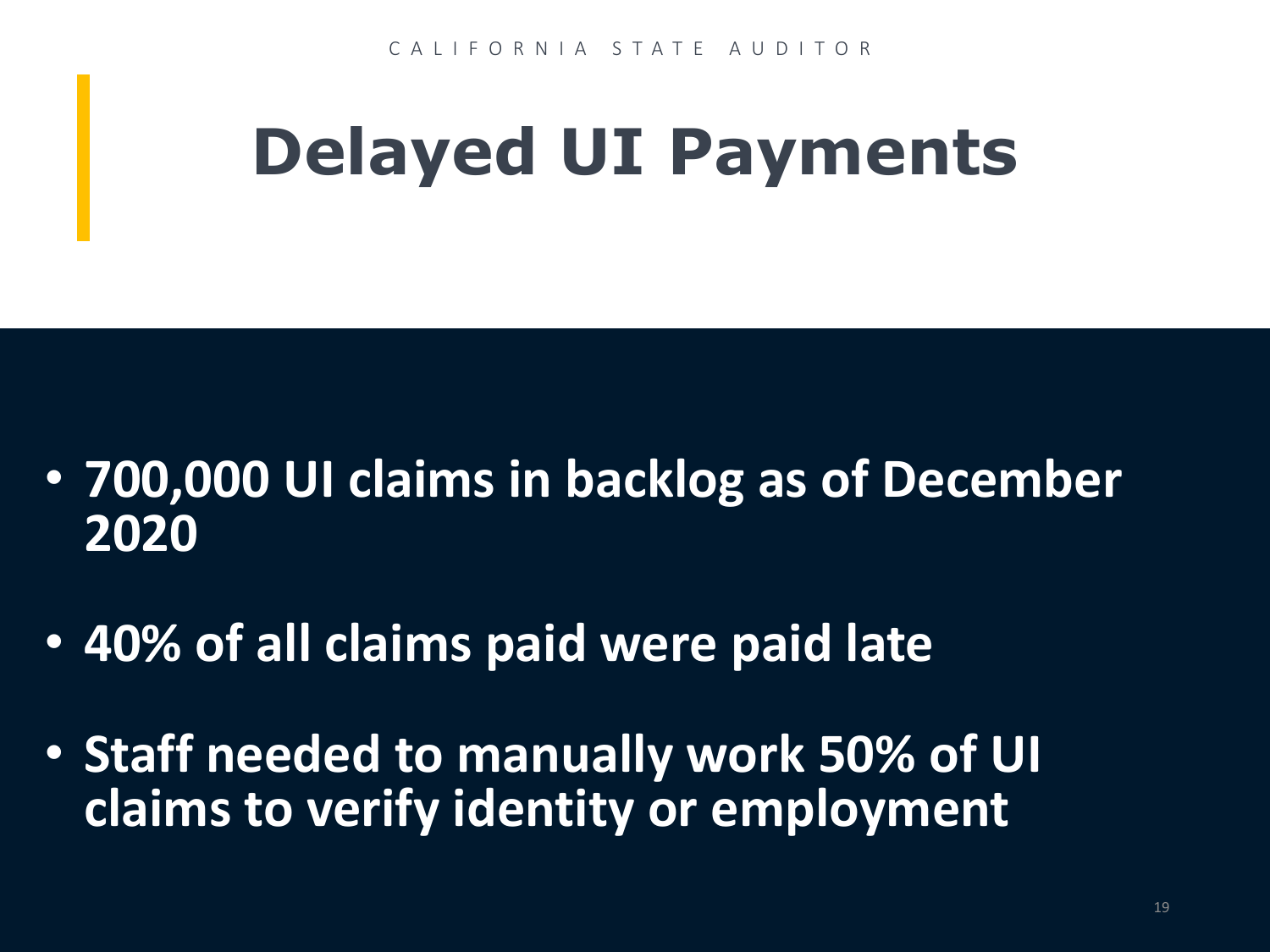# Delayed UI Payments

- **700,000 UI claims in backlog as of December 2020**
- **40% of all claims paid were paid late**
- **Staff needed to manually work 50% of UI claims to verify identity or employment**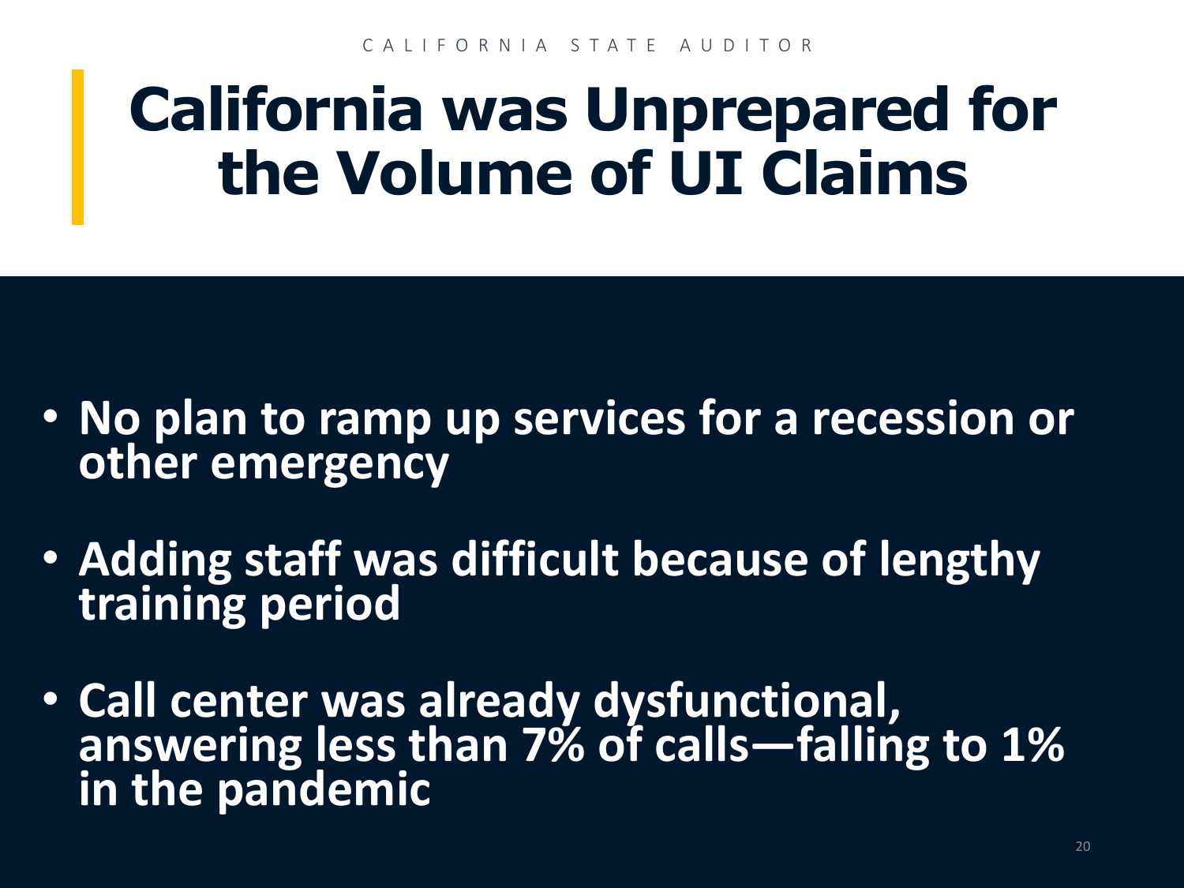# California was Unprepared for the Volume of UI Claims

- No plan to ramp up services for a recession or other emergency
- Adding staff was difficult because of lengthy training period
- Call center was already dysfunctional, answering less than 7% of calls—falling to 1% in the pandemic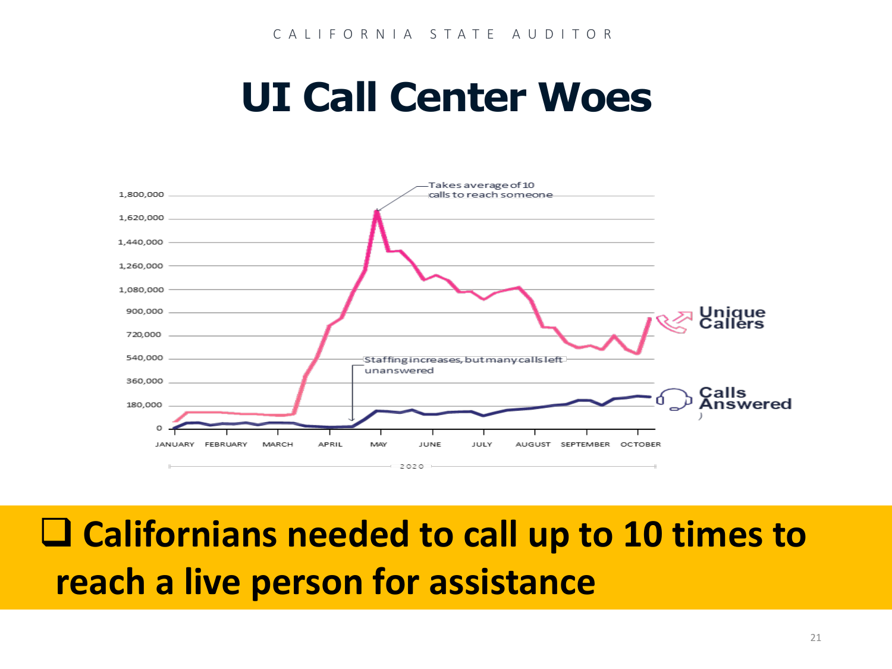# UI Call Center Woes

- Californians needed to call up to 10 times to reach a live person for assistance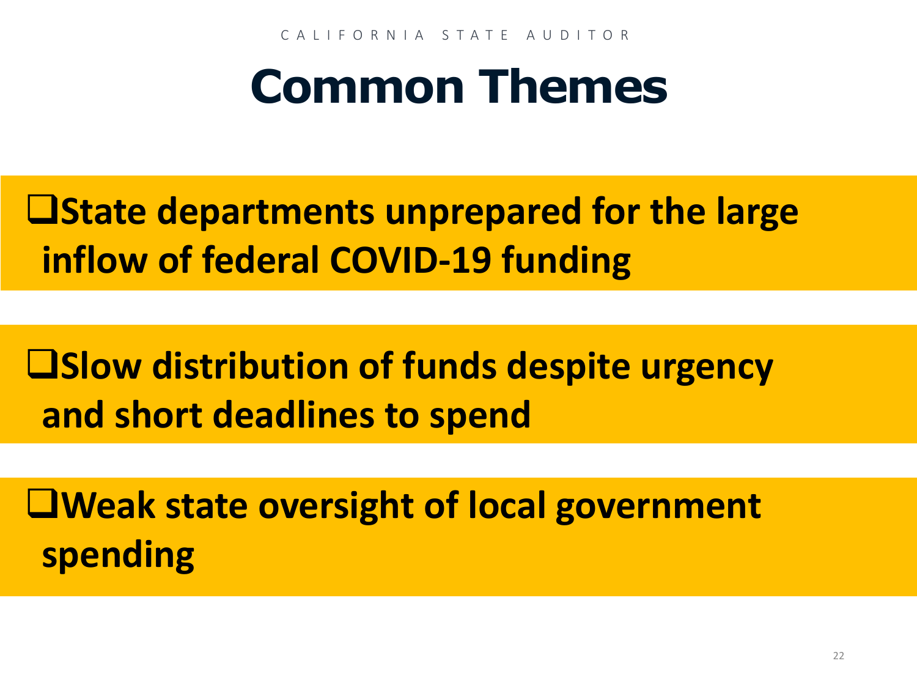# Common Themes

- ❑ **State departments unprepared for the large inflow of federal COVID-19 funding**

- ❑ **Slow distribution of funds despite urgency and short deadlines to spend**

- ❑ **Weak state oversight of local government spending**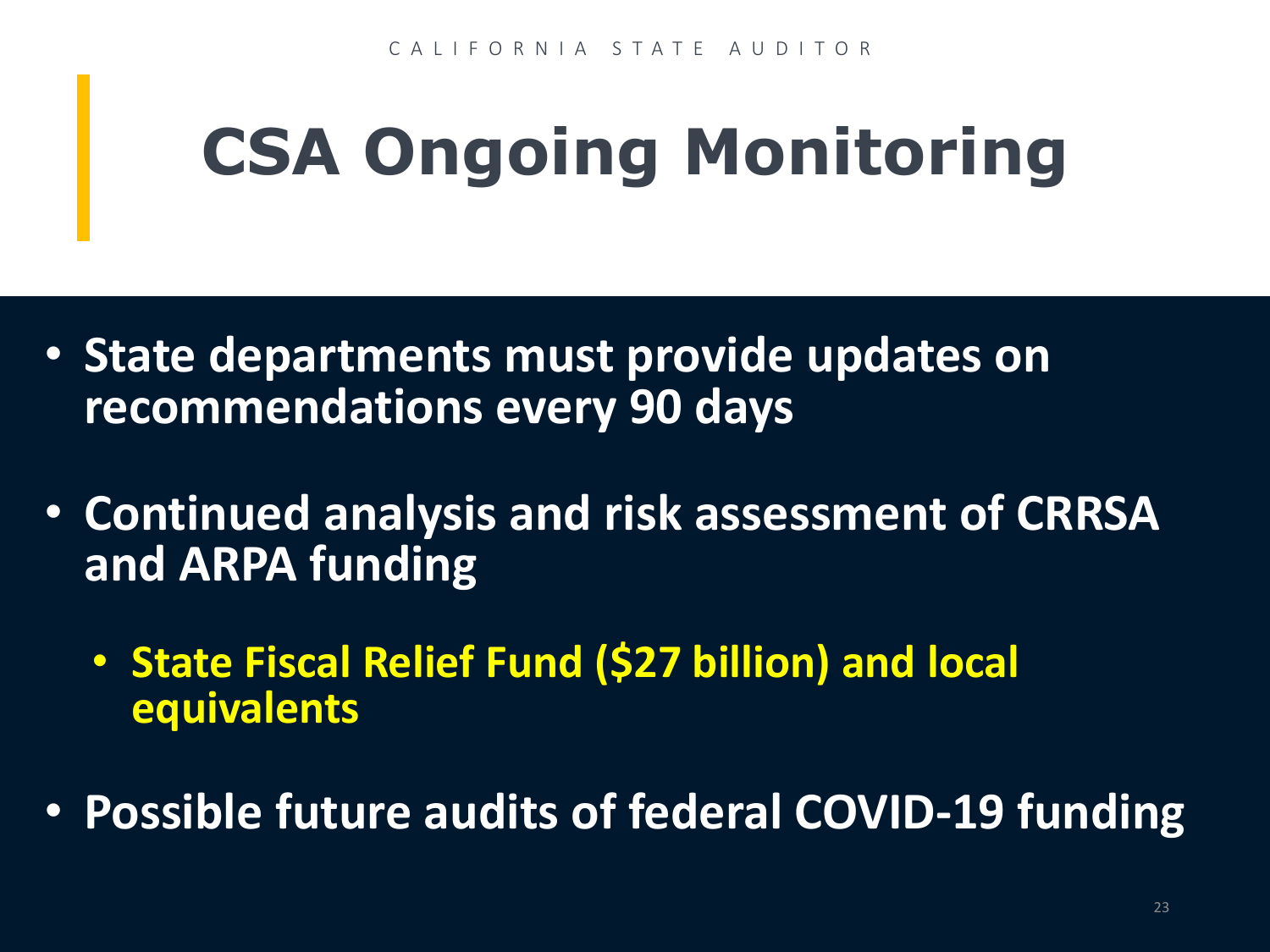# CSA Ongoing Monitoring

- State departments must provide updates on recommendations every 90 days
- Continued analysis and risk assessment of CRRSA and ARPA funding
  - State Fiscal Relief Fund ($27 billion) and local equivalents
- Possible future audits of federal COVID-19 funding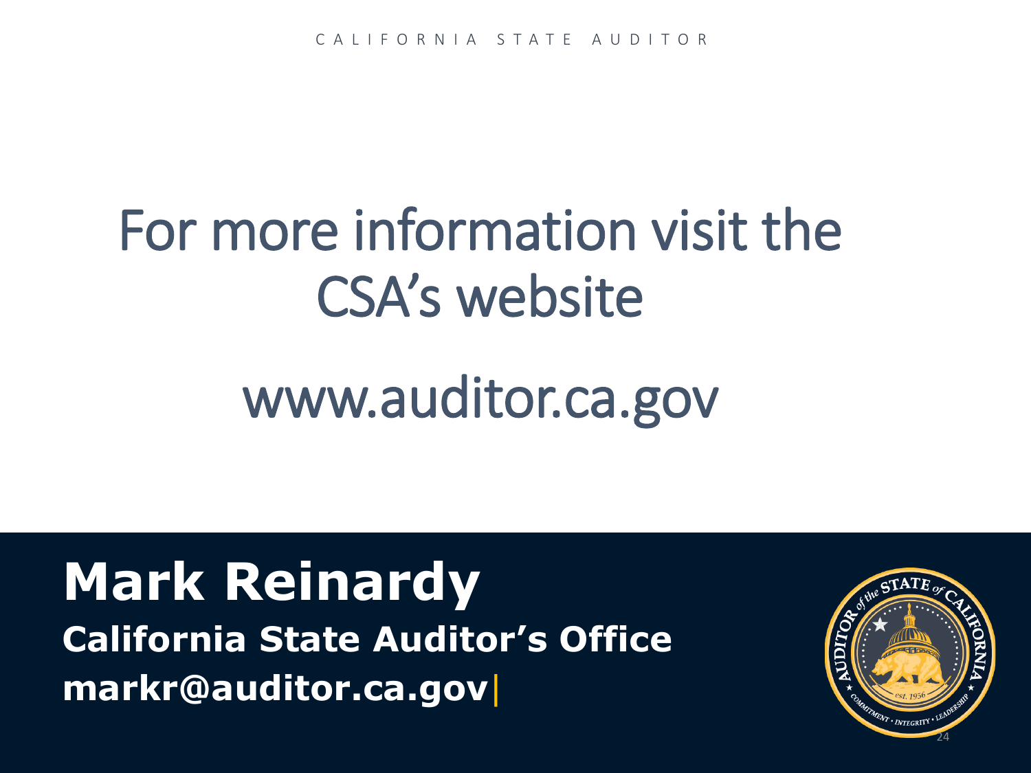# For more information visit the CSA's website

# www.auditor.ca.gov

**Mark Reinardy**

**California State Auditor's Office**

**markr@auditor.ca.gov**